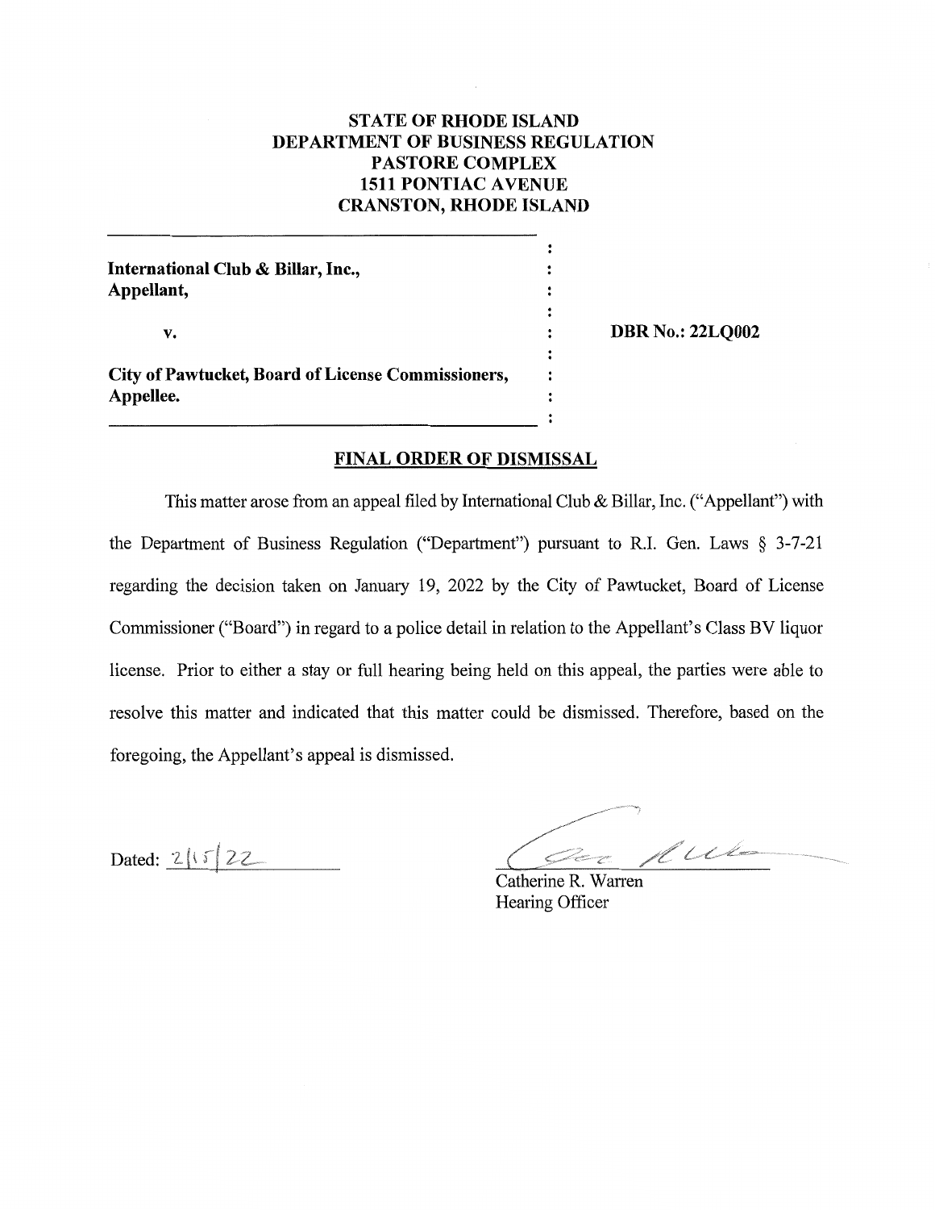**STATE OF RHODE ISLAND**
**DEPARTMENT OF BUSINESS REGULATION**
**PASTORE COMPLEX**
**1511 PONTIAC AVENUE**
**CRANSTON, RHODE ISLAND**

| | |
|---|---|
| **International Club & Billar, Inc., Appellant,** | |
| v. | **DBR No.: 22LQ002** |
| **City of Pawtucket, Board of License Commissioners, Appellee.** | |

## FINAL ORDER OF DISMISSAL

This matter arose from an appeal filed by International Club & Billar, Inc. ("Appellant") with the Department of Business Regulation ("Department") pursuant to R.I. Gen. Laws § 3-7-21 regarding the decision taken on January 19, 2022 by the City of Pawtucket, Board of License Commissioner ("Board") in regard to a police detail in relation to the Appellant's Class BV liquor license. Prior to either a stay or full hearing being held on this appeal, the parties were able to resolve this matter and indicated that this matter could be dismissed. Therefore, based on the foregoing, the Appellant's appeal is dismissed.

Dated: 2/15/22

Catherine R. Warren
Hearing Officer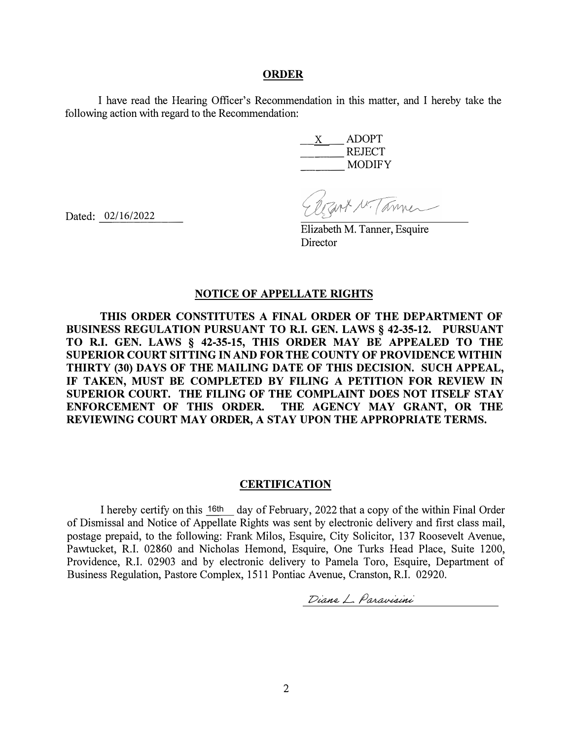## ORDER

I have read the Hearing Officer's Recommendation in this matter, and I hereby take the following action with regard to the Recommendation:

\_\_X\_\_ ADOPT
\_\_\_\_\_\_ REJECT
\_\_\_\_\_\_ MODIFY

Dated: 02/16/2022

Elizabeth M. Tanner
Elizabeth M. Tanner, Esquire
Director

## NOTICE OF APPELLATE RIGHTS

**THIS ORDER CONSTITUTES A FINAL ORDER OF THE DEPARTMENT OF BUSINESS REGULATION PURSUANT TO R.I. GEN. LAWS § 42-35-12. PURSUANT TO R.I. GEN. LAWS § 42-35-15, THIS ORDER MAY BE APPEALED TO THE SUPERIOR COURT SITTING IN AND FOR THE COUNTY OF PROVIDENCE WITHIN THIRTY (30) DAYS OF THE MAILING DATE OF THIS DECISION. SUCH APPEAL, IF TAKEN, MUST BE COMPLETED BY FILING A PETITION FOR REVIEW IN SUPERIOR COURT. THE FILING OF THE COMPLAINT DOES NOT ITSELF STAY ENFORCEMENT OF THIS ORDER. THE AGENCY MAY GRANT, OR THE REVIEWING COURT MAY ORDER, A STAY UPON THE APPROPRIATE TERMS.**

## CERTIFICATION

I hereby certify on this 16th day of February, 2022 that a copy of the within Final Order of Dismissal and Notice of Appellate Rights was sent by electronic delivery and first class mail, postage prepaid, to the following: Frank Milos, Esquire, City Solicitor, 137 Roosevelt Avenue, Pawtucket, R.I. 02860 and Nicholas Hemond, Esquire, One Turks Head Place, Suite 1200, Providence, R.I. 02903 and by electronic delivery to Pamela Toro, Esquire, Department of Business Regulation, Pastore Complex, 1511 Pontiac Avenue, Cranston, R.I. 02920.

Diane L. Paravisini